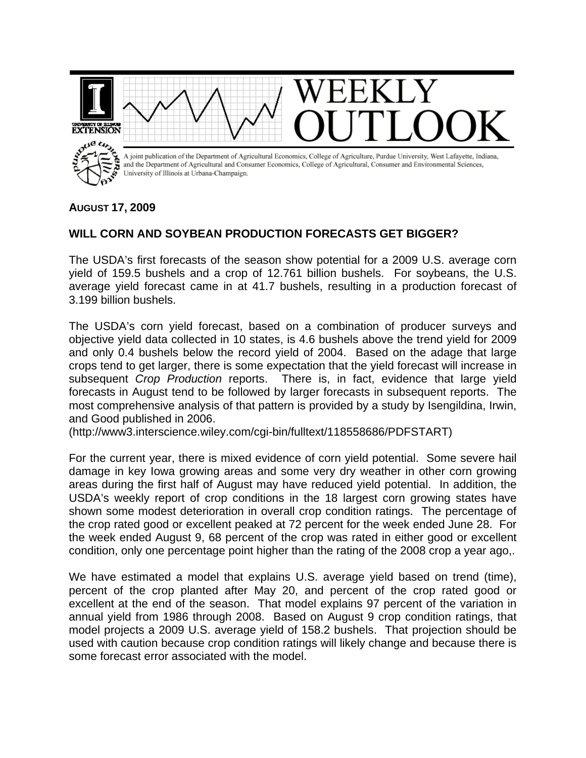# WEEKLY OUTLOOK

A joint publication of the Department of Agricultural Economics, College of Agriculture, Purdue University, West Lafayette, Indiana, and the Department of Agricultural and Consumer Economics, College of Agricultural, Consumer and Environmental Sciences, University of Illinois at Urbana-Champaign.

**AUGUST 17, 2009**

## WILL CORN AND SOYBEAN PRODUCTION FORECASTS GET BIGGER?

The USDA's first forecasts of the season show potential for a 2009 U.S. average corn yield of 159.5 bushels and a crop of 12.761 billion bushels. For soybeans, the U.S. average yield forecast came in at 41.7 bushels, resulting in a production forecast of 3.199 billion bushels.

The USDA's corn yield forecast, based on a combination of producer surveys and objective yield data collected in 10 states, is 4.6 bushels above the trend yield for 2009 and only 0.4 bushels below the record yield of 2004. Based on the adage that large crops tend to get larger, there is some expectation that the yield forecast will increase in subsequent *Crop Production* reports. There is, in fact, evidence that large yield forecasts in August tend to be followed by larger forecasts in subsequent reports. The most comprehensive analysis of that pattern is provided by a study by Isengildina, Irwin, and Good published in 2006.
(http://www3.interscience.wiley.com/cgi-bin/fulltext/118558686/PDFSTART)

For the current year, there is mixed evidence of corn yield potential. Some severe hail damage in key Iowa growing areas and some very dry weather in other corn growing areas during the first half of August may have reduced yield potential. In addition, the USDA's weekly report of crop conditions in the 18 largest corn growing states have shown some modest deterioration in overall crop condition ratings. The percentage of the crop rated good or excellent peaked at 72 percent for the week ended June 28. For the week ended August 9, 68 percent of the crop was rated in either good or excellent condition, only one percentage point higher than the rating of the 2008 crop a year ago,.

We have estimated a model that explains U.S. average yield based on trend (time), percent of the crop planted after May 20, and percent of the crop rated good or excellent at the end of the season. That model explains 97 percent of the variation in annual yield from 1986 through 2008. Based on August 9 crop condition ratings, that model projects a 2009 U.S. average yield of 158.2 bushels. That projection should be used with caution because crop condition ratings will likely change and because there is some forecast error associated with the model.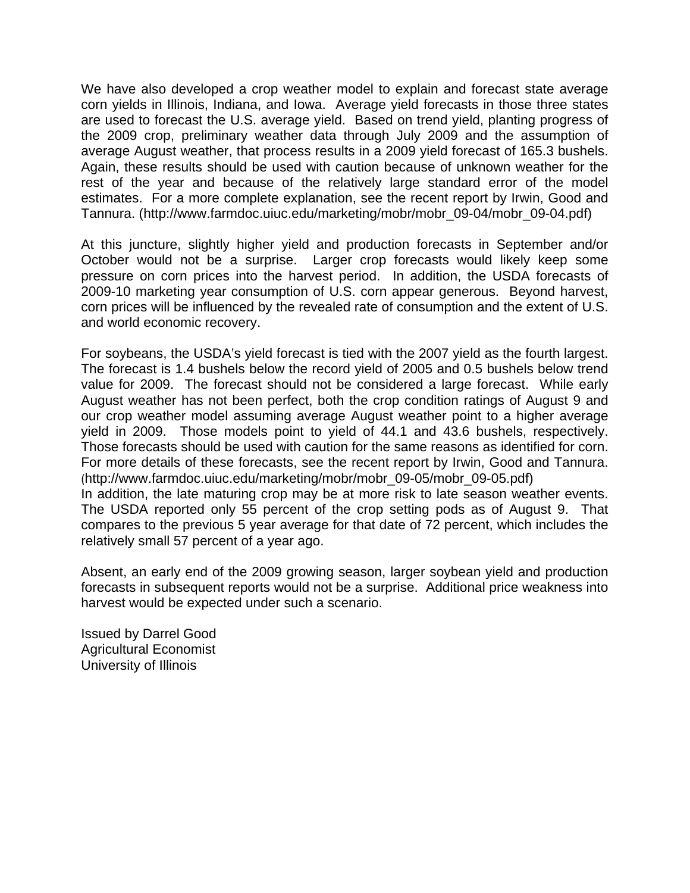We have also developed a crop weather model to explain and forecast state average corn yields in Illinois, Indiana, and Iowa. Average yield forecasts in those three states are used to forecast the U.S. average yield. Based on trend yield, planting progress of the 2009 crop, preliminary weather data through July 2009 and the assumption of average August weather, that process results in a 2009 yield forecast of 165.3 bushels. Again, these results should be used with caution because of unknown weather for the rest of the year and because of the relatively large standard error of the model estimates. For a more complete explanation, see the recent report by Irwin, Good and Tannura. (http://www.farmdoc.uiuc.edu/marketing/mobr/mobr_09-04/mobr_09-04.pdf)

At this juncture, slightly higher yield and production forecasts in September and/or October would not be a surprise. Larger crop forecasts would likely keep some pressure on corn prices into the harvest period. In addition, the USDA forecasts of 2009-10 marketing year consumption of U.S. corn appear generous. Beyond harvest, corn prices will be influenced by the revealed rate of consumption and the extent of U.S. and world economic recovery.

For soybeans, the USDA's yield forecast is tied with the 2007 yield as the fourth largest. The forecast is 1.4 bushels below the record yield of 2005 and 0.5 bushels below trend value for 2009. The forecast should not be considered a large forecast. While early August weather has not been perfect, both the crop condition ratings of August 9 and our crop weather model assuming average August weather point to a higher average yield in 2009. Those models point to yield of 44.1 and 43.6 bushels, respectively. Those forecasts should be used with caution for the same reasons as identified for corn. For more details of these forecasts, see the recent report by Irwin, Good and Tannura. (http://www.farmdoc.uiuc.edu/marketing/mobr/mobr_09-05/mobr_09-05.pdf)
In addition, the late maturing crop may be at more risk to late season weather events. The USDA reported only 55 percent of the crop setting pods as of August 9. That compares to the previous 5 year average for that date of 72 percent, which includes the relatively small 57 percent of a year ago.

Absent, an early end of the 2009 growing season, larger soybean yield and production forecasts in subsequent reports would not be a surprise. Additional price weakness into harvest would be expected under such a scenario.

Issued by Darrel Good
Agricultural Economist
University of Illinois